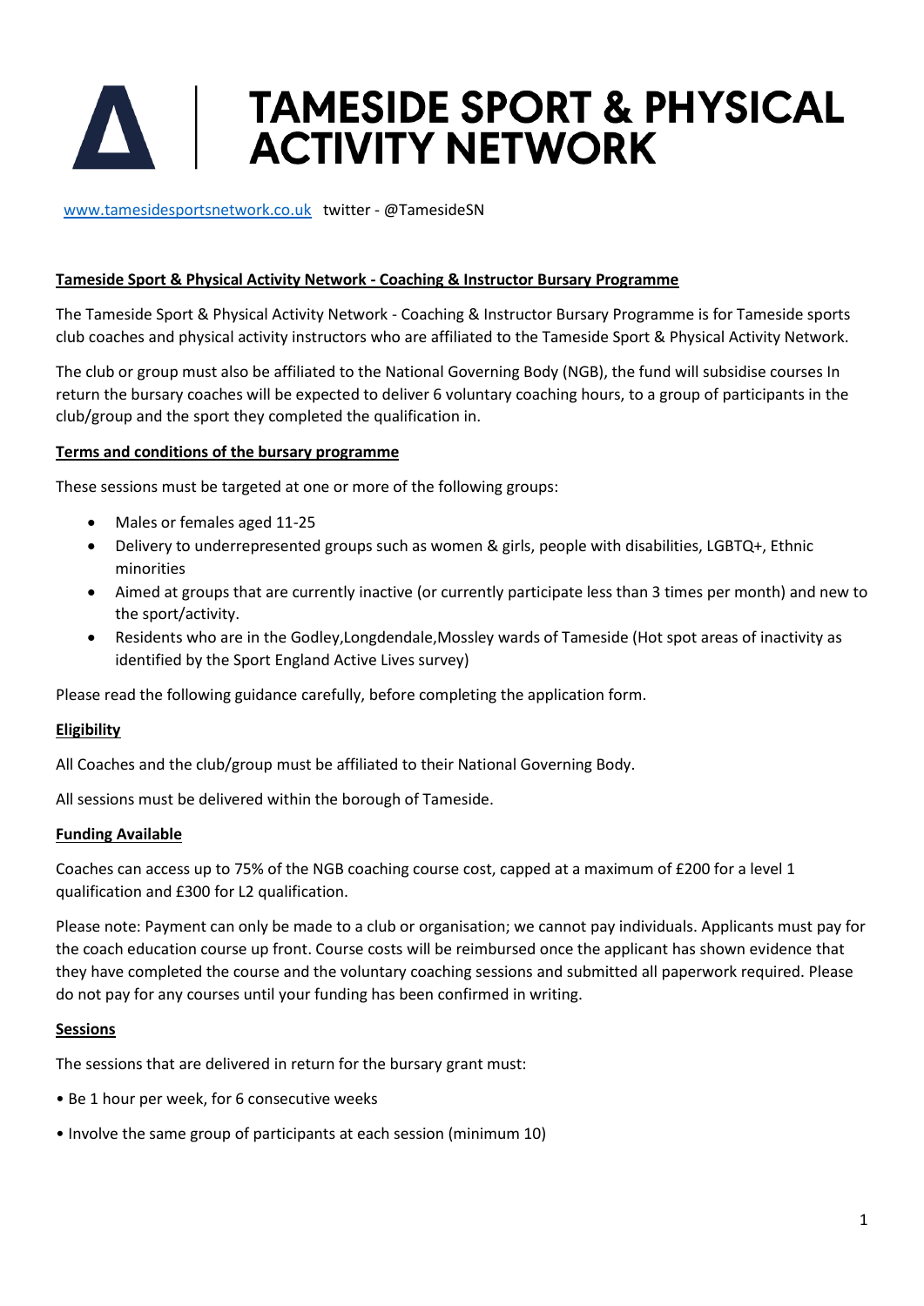# TAMESIDE SPORT & PHYSICAL ACTIVITY NETWORK

www.tamesidesportsnetwork.co.uk twitter - @TamesideSN

**Tameside Sport & Physical Activity Network - Coaching & Instructor Bursary Programme**

The Tameside Sport & Physical Activity Network - Coaching & Instructor Bursary Programme is for Tameside sports club coaches and physical activity instructors who are affiliated to the Tameside Sport & Physical Activity Network.

The club or group must also be affiliated to the National Governing Body (NGB), the fund will subsidise courses In return the bursary coaches will be expected to deliver 6 voluntary coaching hours, to a group of participants in the club/group and the sport they completed the qualification in.

**Terms and conditions of the bursary programme**

These sessions must be targeted at one or more of the following groups:

- Males or females aged 11-25
- Delivery to underrepresented groups such as women & girls, people with disabilities, LGBTQ+, Ethnic minorities
- Aimed at groups that are currently inactive (or currently participate less than 3 times per month) and new to the sport/activity.
- Residents who are in the Godley,Longdendale,Mossley wards of Tameside (Hot spot areas of inactivity as identified by the Sport England Active Lives survey)

Please read the following guidance carefully, before completing the application form.

**Eligibility**

All Coaches and the club/group must be affiliated to their National Governing Body.

All sessions must be delivered within the borough of Tameside.

**Funding Available**

Coaches can access up to 75% of the NGB coaching course cost, capped at a maximum of £200 for a level 1 qualification and £300 for L2 qualification.

Please note: Payment can only be made to a club or organisation; we cannot pay individuals. Applicants must pay for the coach education course up front. Course costs will be reimbursed once the applicant has shown evidence that they have completed the course and the voluntary coaching sessions and submitted all paperwork required. Please do not pay for any courses until your funding has been confirmed in writing.

**Sessions**

The sessions that are delivered in return for the bursary grant must:

- Be 1 hour per week, for 6 consecutive weeks
- Involve the same group of participants at each session (minimum 10)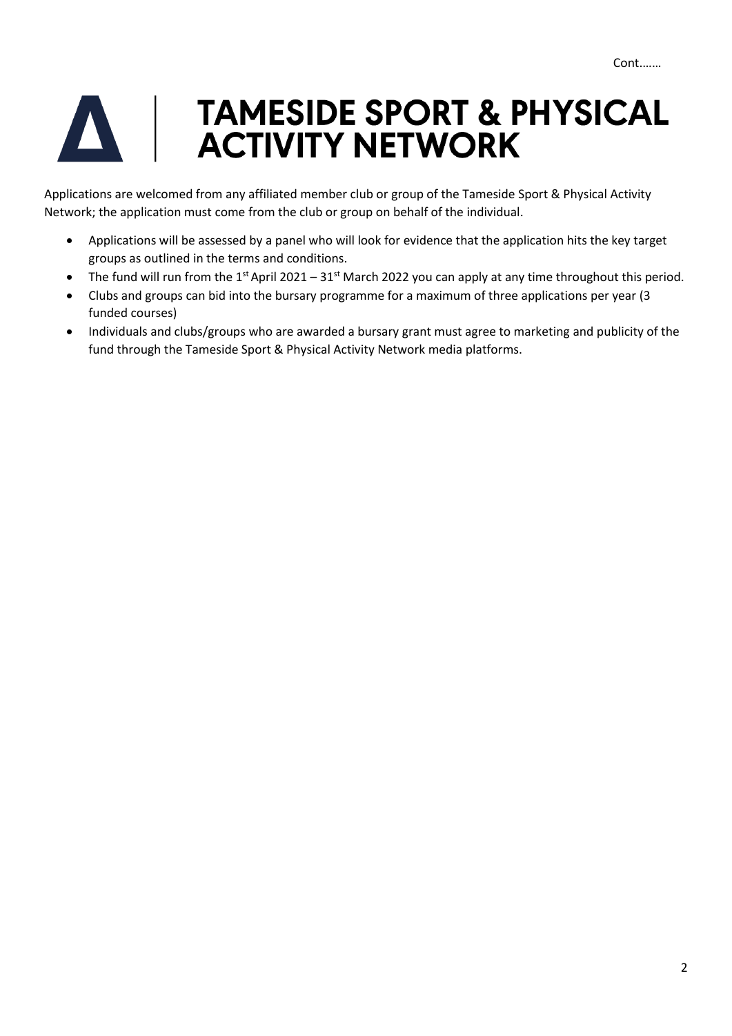Cont…….

# TAMESIDE SPORT & PHYSICAL ACTIVITY NETWORK

Applications are welcomed from any affiliated member club or group of the Tameside Sport & Physical Activity Network; the application must come from the club or group on behalf of the individual.

- Applications will be assessed by a panel who will look for evidence that the application hits the key target groups as outlined in the terms and conditions.
- The fund will run from the 1st April 2021 – 31st March 2022 you can apply at any time throughout this period.
- Clubs and groups can bid into the bursary programme for a maximum of three applications per year (3 funded courses)
- Individuals and clubs/groups who are awarded a bursary grant must agree to marketing and publicity of the fund through the Tameside Sport & Physical Activity Network media platforms.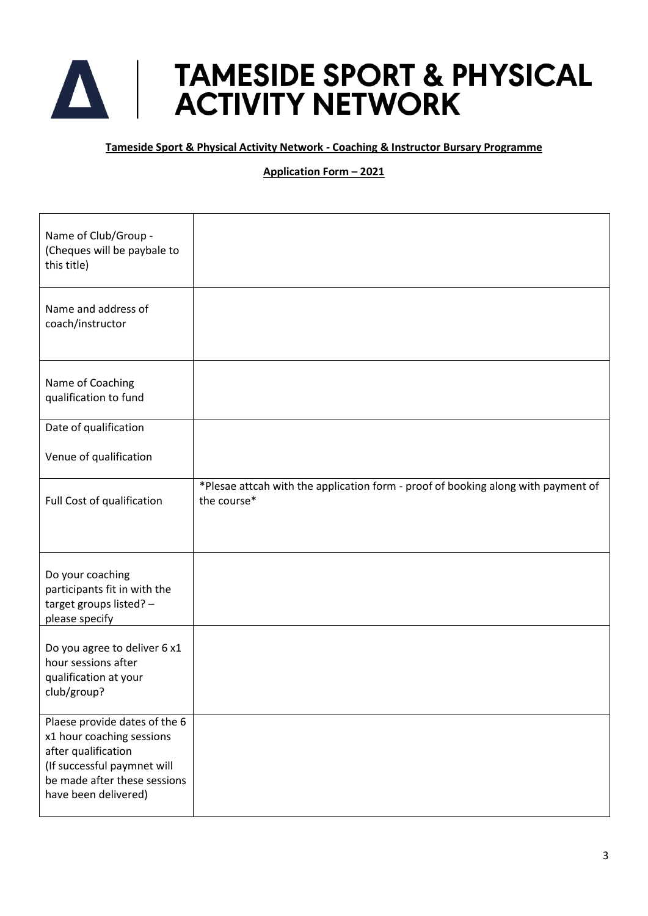# TAMESIDE SPORT & PHYSICAL ACTIVITY NETWORK

**Tameside Sport & Physical Activity Network - Coaching & Instructor Bursary Programme**

**Application Form – 2021**

| | |
|---|---|
| Name of Club/Group - (Cheques will be paybale to this title) | |
| Name and address of coach/instructor | |
| Name of Coaching qualification to fund | |
| Date of qualification<br><br>Venue of qualification | |
| Full Cost of qualification | *Plesae attcah with the application form - proof of booking along with payment of the course* |
| Do your coaching participants fit in with the target groups listed? – please specify | |
| Do you agree to deliver 6 x1 hour sessions after qualification at your club/group? | |
| Plaese provide dates of the 6 x1 hour coaching sessions after qualification (If successful paymnet will be made after these sessions have been delivered) | |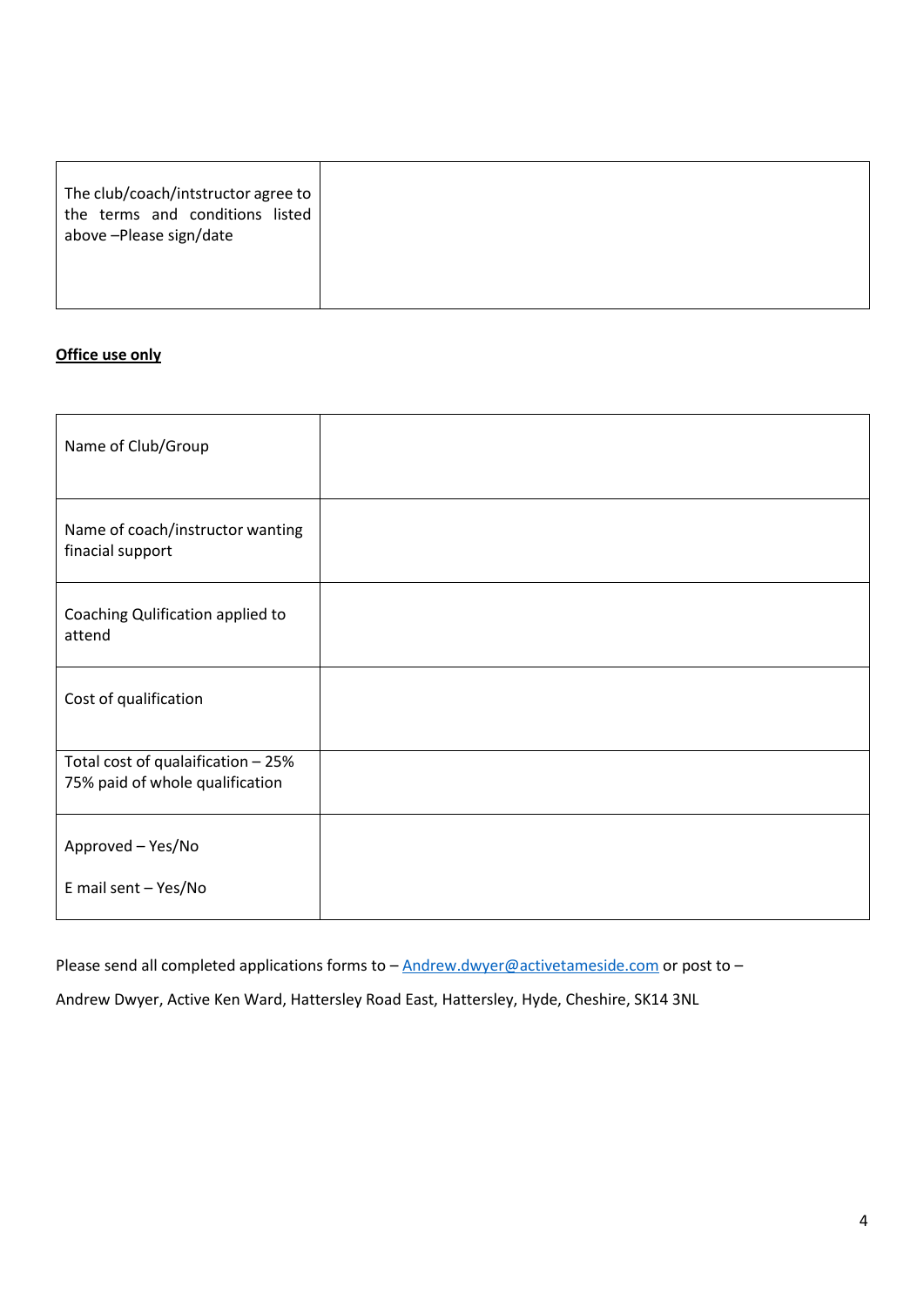| | |
|---|---|
| The club/coach/intstructor agree to the terms and conditions listed above –Please sign/date | |

**Office use only**

| | |
|---|---|
| Name of Club/Group | |
| Name of coach/instructor wanting finacial support | |
| Coaching Qulification applied to attend | |
| Cost of qualification | |
| Total cost of qualaification – 25% 75% paid of whole qualification | |
| Approved – Yes/No<br><br>E mail sent – Yes/No | |

Please send all completed applications forms to – Andrew.dwyer@activetameside.com or post to –

Andrew Dwyer, Active Ken Ward, Hattersley Road East, Hattersley, Hyde, Cheshire, SK14 3NL